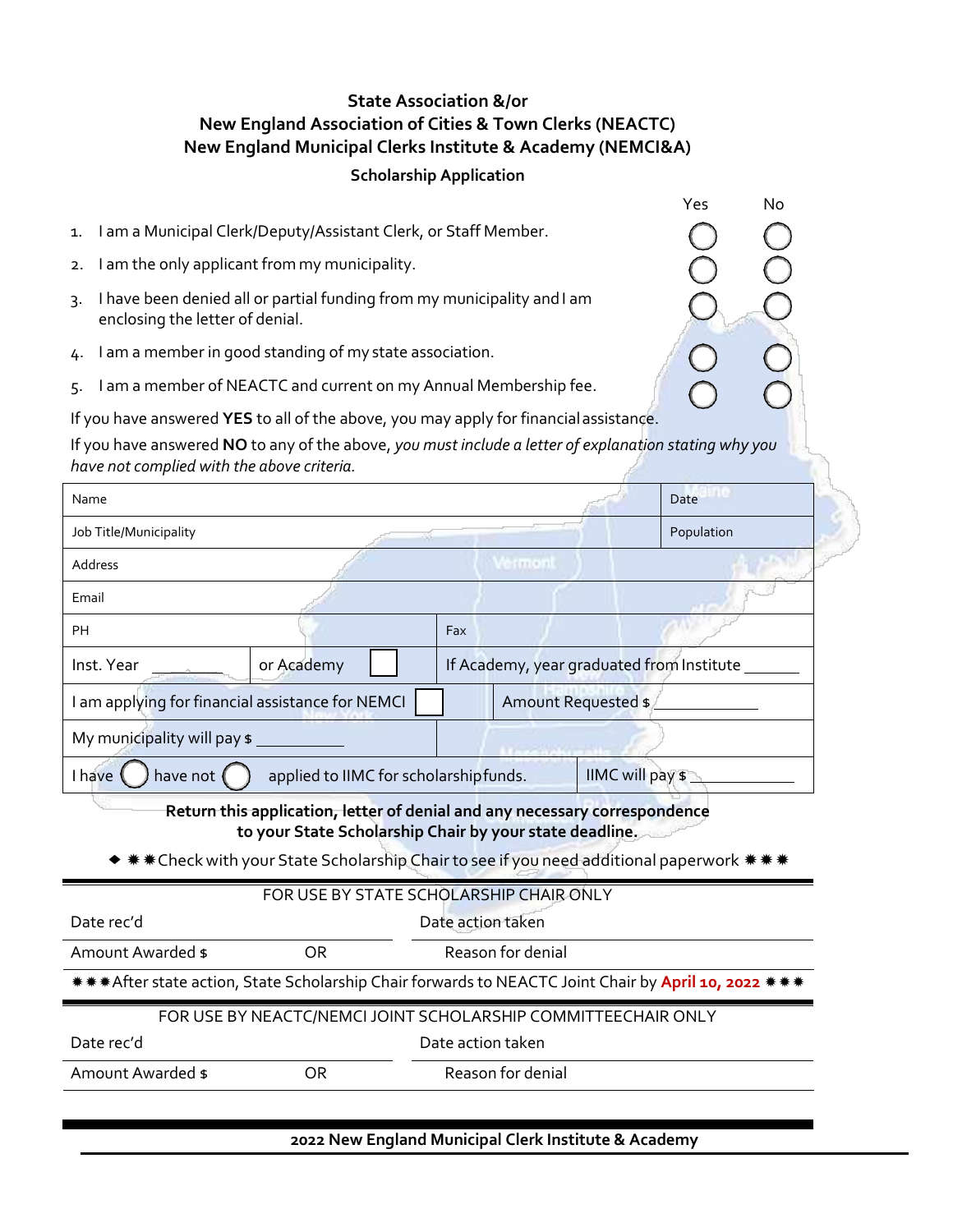**State Association &/or**
**New England Association of Cities & Town Clerks (NEACTC)**
**New England Municipal Clerks Institute & Academy (NEMCI&A)**

**Scholarship Application**

| | Yes | No |
|---|---|---|
| 1. I am a Municipal Clerk/Deputy/Assistant Clerk, or Staff Member. | ◯ | ◯ |
| 2. I am the only applicant from my municipality. | ◯ | ◯ |
| 3. I have been denied all or partial funding from my municipality and I am enclosing the letter of denial. | ◯ | ◯ |
| 4. I am a member in good standing of my state association. | ◯ | ◯ |
| 5. I am a member of NEACTC and current on my Annual Membership fee. | ◯ | ◯ |

If you have answered **YES** to all of the above, you may apply for financial assistance.

If you have answered **NO** to any of the above, *you must include a letter of explanation stating why you have not complied with the above criteria.*

| | | |
|---|---|---|
| Name | | Date |
| Job Title/Municipality | | Population |
| Address | | |
| Email | | |
| PH | Fax | |
| Inst. Year ______ or Academy ☐ | If Academy, year graduated from Institute ______ | |
| I am applying for financial assistance for NEMCI ☐ | Amount Requested $ ______ | |
| My municipality will pay $ ______ | | |
| I have ◯ have not ◯ applied to IIMC for scholarship funds. | IIMC will pay $ ______ | |

**Return this application, letter of denial and any necessary correspondence to your State Scholarship Chair by your state deadline.**

◆ ✷✷Check with your State Scholarship Chair to see if you need additional paperwork ✷✷✷

FOR USE BY STATE SCHOLARSHIP CHAIR ONLY

| | |
|---|---|
| Date rec'd | Date action taken |
| Amount Awarded $ OR | Reason for denial |

✷✷✷After state action, State Scholarship Chair forwards to NEACTC Joint Chair by **April 10, 2022** ✷✷✷

FOR USE BY NEACTC/NEMCI JOINT SCHOLARSHIP COMMITTEECHAIR ONLY

| | |
|---|---|
| Date rec'd | Date action taken |
| Amount Awarded $ OR | Reason for denial |

**2022 New England Municipal Clerk Institute & Academy**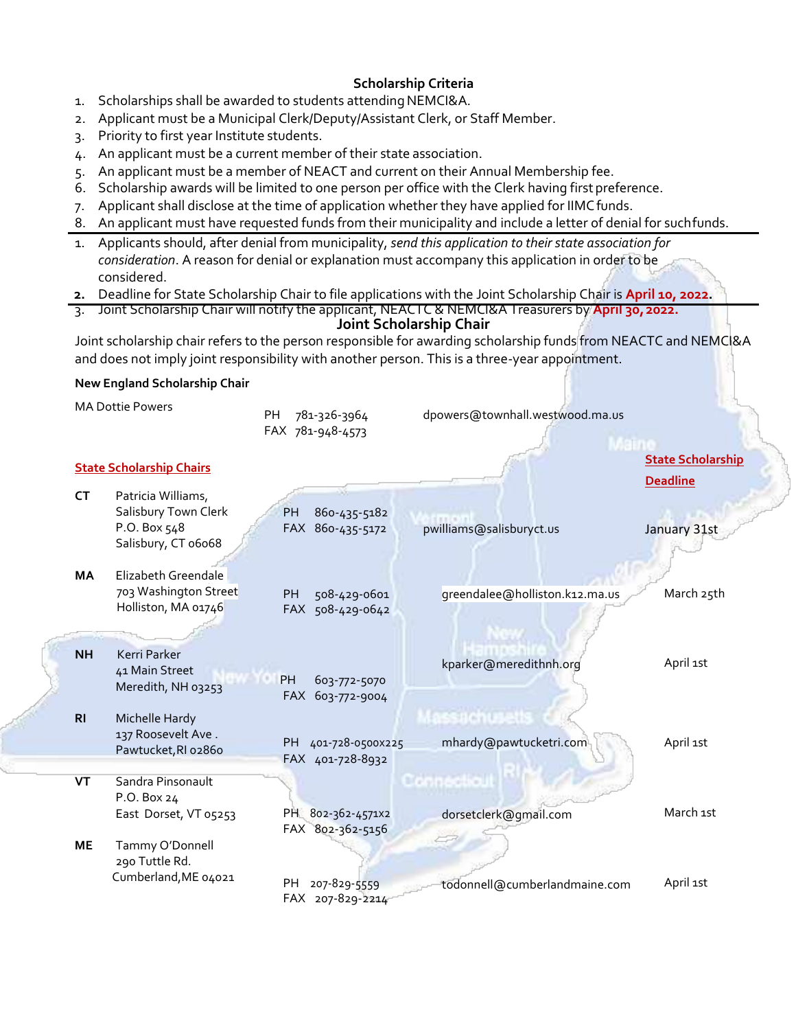## Scholarship Criteria

1. Scholarships shall be awarded to students attending NEMCI&A.
2. Applicant must be a Municipal Clerk/Deputy/Assistant Clerk, or Staff Member.
3. Priority to first year Institute students.
4. An applicant must be a current member of their state association.
5. An applicant must be a member of NEACT and current on their Annual Membership fee.
6. Scholarship awards will be limited to one person per office with the Clerk having first preference.
7. Applicant shall disclose at the time of application whether they have applied for IIMC funds.
8. An applicant must have requested funds from their municipality and include a letter of denial for such funds.

---

1. Applicants should, after denial from municipality, *send this application to their state association for consideration*. A reason for denial or explanation must accompany this application in order to be considered.
2. Deadline for State Scholarship Chair to file applications with the Joint Scholarship Chair is **April 10, 2022.**
3. Joint Scholarship Chair will notify the applicant, NEACTC & NEMCI&A Treasurers by **April 30, 2022.**

---

## Joint Scholarship Chair

Joint scholarship chair refers to the person responsible for awarding scholarship funds from NEACTC and NEMCI&A and does not imply joint responsibility with another person. This is a three-year appointment.

**New England Scholarship Chair**

MA Dottie Powers — PH 781-326-3964, FAX 781-948-4573 — dpowers@townhall.westwood.ma.us

| State Scholarship Chairs | | Phone / Fax | Email | State Scholarship Deadline |
|---|---|---|---|---|
| CT | Patricia Williams, Salisbury Town Clerk, P.O. Box 548, Salisbury, CT 06068 | PH 860-435-5182 FAX 860-435-5172 | pwilliams@salisburyct.us | January 31st |
| MA | Elizabeth Greendale, 703 Washington Street, Holliston, MA 01746 | PH 508-429-0601 FAX 508-429-0642 | greendalee@holliston.k12.ma.us | March 25th |
| NH | Kerri Parker, 41 Main Street, Meredith, NH 03253 | PH 603-772-5070 FAX 603-772-9004 | kparker@meredithnh.org | April 1st |
| RI | Michelle Hardy, 137 Roosevelt Ave ., Pawtucket,RI 02860 | PH 401-728-0500x225 FAX 401-728-8932 | mhardy@pawtucketri.com | April 1st |
| VT | Sandra Pinsonault, P.O. Box 24, East Dorset, VT 05253 | PH 802-362-4571x2 FAX 802-362-5156 | dorsetclerk@gmail.com | March 1st |
| ME | Tammy O'Donnell, 290 Tuttle Rd., Cumberland,ME 04021 | PH 207-829-5559 FAX 207-829-2214 | todonnell@cumberlandmaine.com | April 1st |